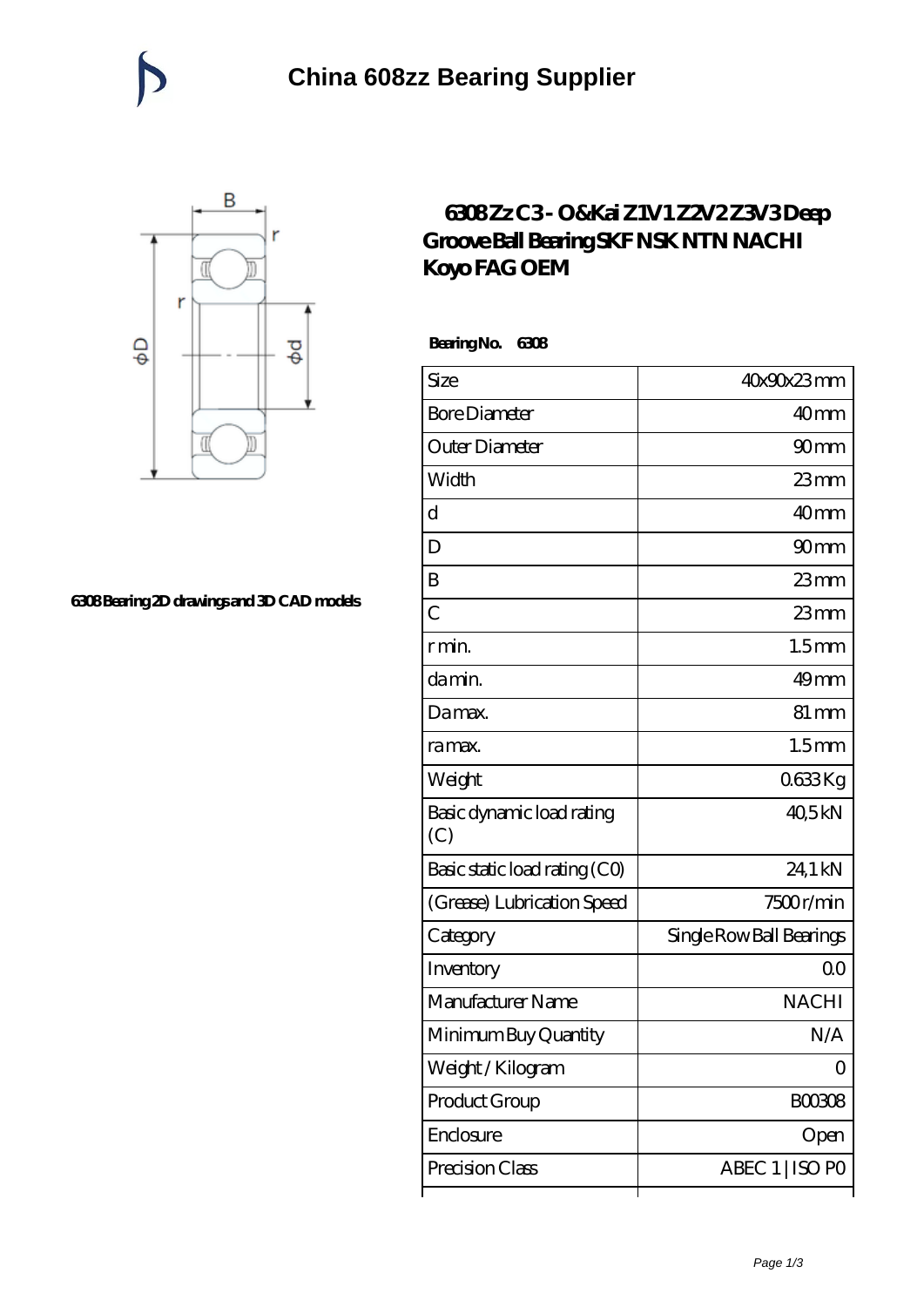# China 608zz Bearing Supplier

6308 Bearing 2D drawings and 3D CAD models

## 6308 Zz C3 - O&Kai Z1V1 Z2V2 Z3V3 Deep Groove Ball Bearing SKF NSK NTN NACHI Koyo FAG OEM

**Bearing No. 6308**

| | |
|---|---|
| Size | 40x90x23 mm |
| Bore Diameter | 40 mm |
| Outer Diameter | 90 mm |
| Width | 23 mm |
| d | 40 mm |
| D | 90 mm |
| B | 23 mm |
| C | 23 mm |
| r min. | 1.5 mm |
| da min. | 49 mm |
| Da max. | 81 mm |
| ra max. | 1.5 mm |
| Weight | 0.633 Kg |
| Basic dynamic load rating (C) | 40,5 kN |
| Basic static load rating (C0) | 24,1 kN |
| (Grease) Lubrication Speed | 7500 r/min |
| Category | Single Row Ball Bearings |
| Inventory | 0.0 |
| Manufacturer Name | NACHI |
| Minimum Buy Quantity | N/A |
| Weight / Kilogram | 0 |
| Product Group | B00308 |
| Enclosure | Open |
| Precision Class | ABEC 1 \| ISO P0 |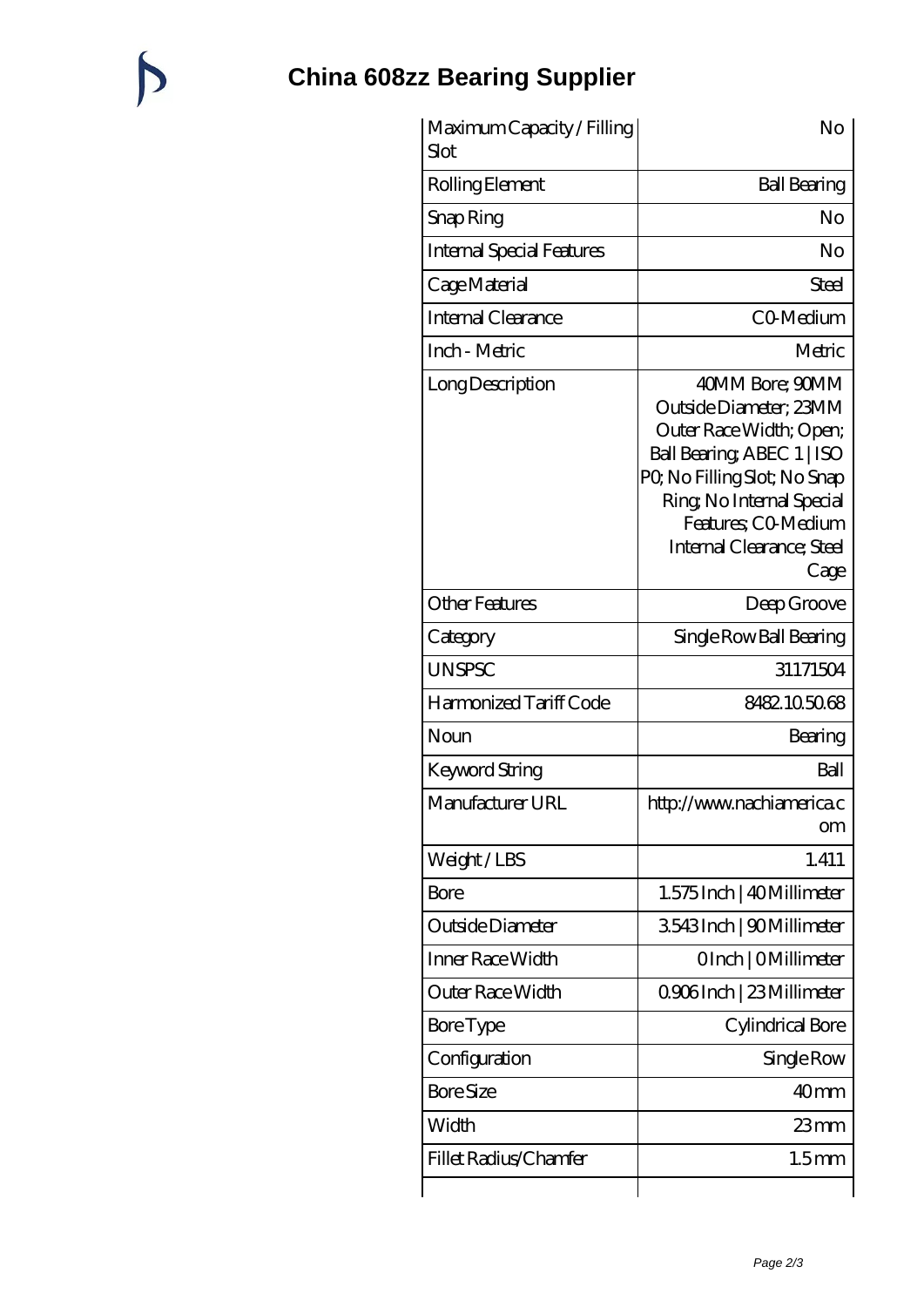# China 608zz Bearing Supplier

| | |
|---|---|
| Maximum Capacity / Filling Slot | No |
| Rolling Element | Ball Bearing |
| Snap Ring | No |
| Internal Special Features | No |
| Cage Material | Steel |
| Internal Clearance | C0-Medium |
| Inch - Metric | Metric |
| Long Description | 40MM Bore; 90MM Outside Diameter; 23MM Outer Race Width; Open; Ball Bearing; ABEC 1 \| ISO P0; No Filling Slot; No Snap Ring; No Internal Special Features; C0-Medium Internal Clearance; Steel Cage |
| Other Features | Deep Groove |
| Category | Single Row Ball Bearing |
| UNSPSC | 31171504 |
| Harmonized Tariff Code | 8482.10.50.68 |
| Noun | Bearing |
| Keyword String | Ball |
| Manufacturer URL | http://www.nachiamerica.com |
| Weight / LBS | 1.411 |
| Bore | 1.575 Inch \| 40 Millimeter |
| Outside Diameter | 3.543 Inch \| 90 Millimeter |
| Inner Race Width | 0 Inch \| 0 Millimeter |
| Outer Race Width | 0.906 Inch \| 23 Millimeter |
| Bore Type | Cylindrical Bore |
| Configuration | Single Row |
| Bore Size | 40 mm |
| Width | 23 mm |
| Fillet Radius/Chamfer | 1.5 mm |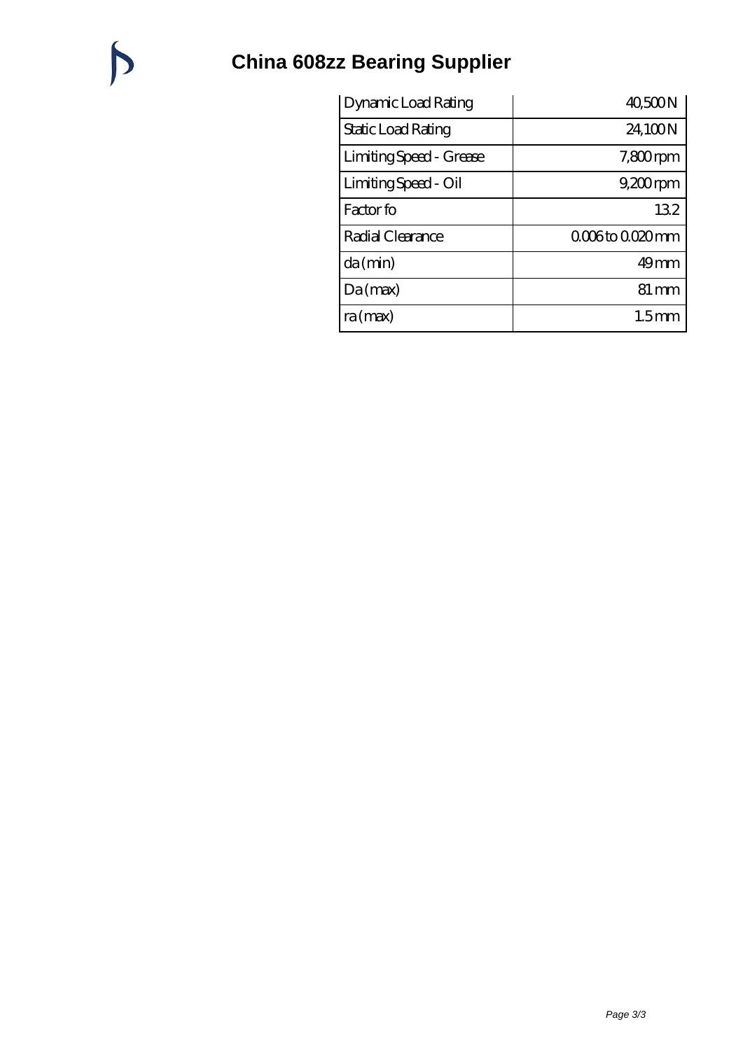# China 608zz Bearing Supplier

| | |
|---|---|
| Dynamic Load Rating | 40,500 N |
| Static Load Rating | 24,100 N |
| Limiting Speed - Grease | 7,800 rpm |
| Limiting Speed - Oil | 9,200 rpm |
| Factor fo | 13.2 |
| Radial Clearance | 0.006 to 0.020 mm |
| da (min) | 49 mm |
| Da (max) | 81 mm |
| ra (max) | 1.5 mm |